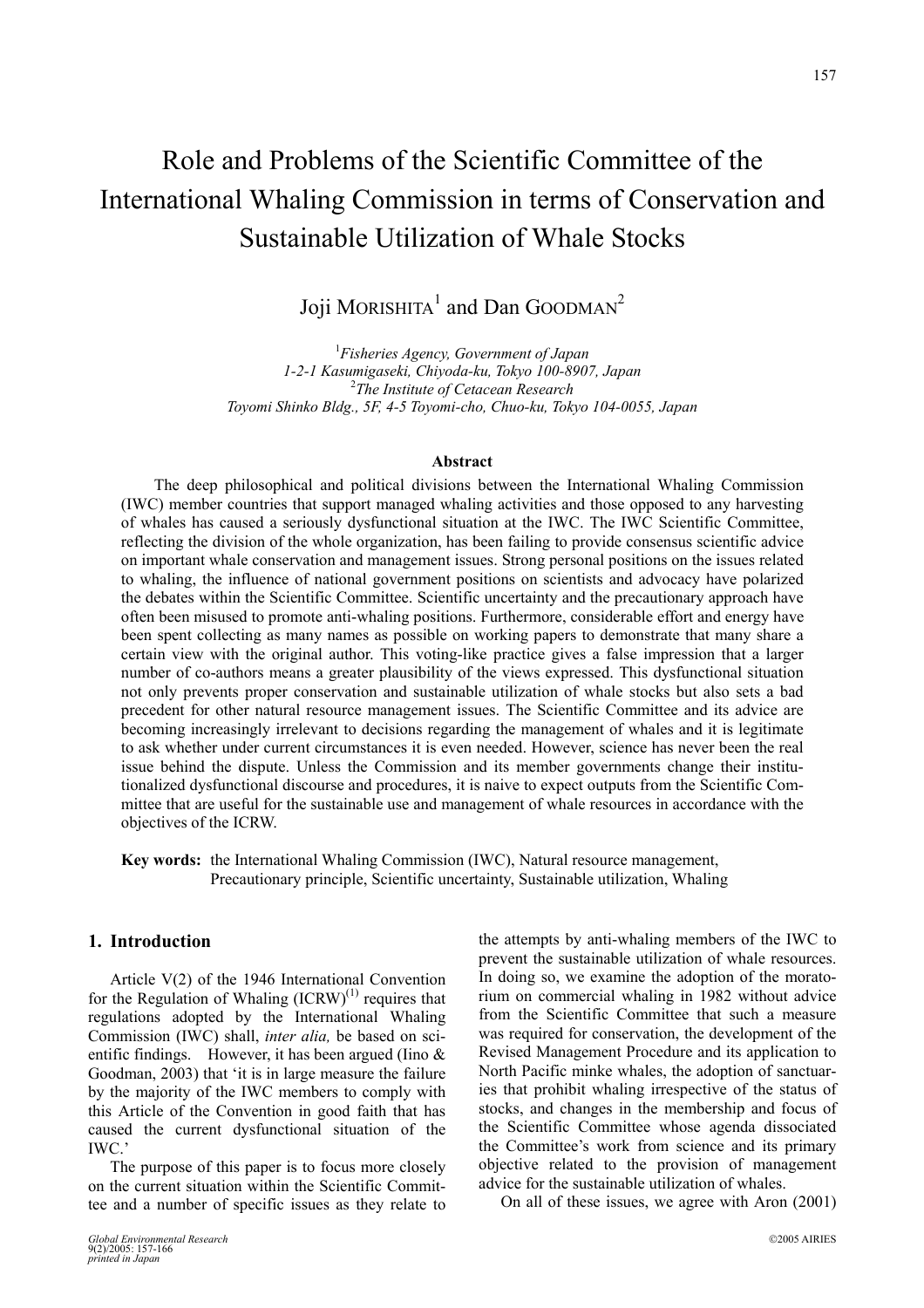# Role and Problems of the Scientific Committee of the International Whaling Commission in terms of Conservation and Sustainable Utilization of Whale Stocks

Joji MORISHITA[1] and Dan GOODMAN[2]

[1] *Fisheries Agency, Government of Japan*
*1-2-1 Kasumigaseki, Chiyoda-ku, Tokyo 100-8907, Japan*
[2] *The Institute of Cetacean Research*
*Toyomi Shinko Bldg., 5F, 4-5 Toyomi-cho, Chuo-ku, Tokyo 104-0055, Japan*

### Abstract

The deep philosophical and political divisions between the International Whaling Commission (IWC) member countries that support managed whaling activities and those opposed to any harvesting of whales has caused a seriously dysfunctional situation at the IWC. The IWC Scientific Committee, reflecting the division of the whole organization, has been failing to provide consensus scientific advice on important whale conservation and management issues. Strong personal positions on the issues related to whaling, the influence of national government positions on scientists and advocacy have polarized the debates within the Scientific Committee. Scientific uncertainty and the precautionary approach have often been misused to promote anti-whaling positions. Furthermore, considerable effort and energy have been spent collecting as many names as possible on working papers to demonstrate that many share a certain view with the original author. This voting-like practice gives a false impression that a larger number of co-authors means a greater plausibility of the views expressed. This dysfunctional situation not only prevents proper conservation and sustainable utilization of whale stocks but also sets a bad precedent for other natural resource management issues. The Scientific Committee and its advice are becoming increasingly irrelevant to decisions regarding the management of whales and it is legitimate to ask whether under current circumstances it is even needed. However, science has never been the real issue behind the dispute. Unless the Commission and its member governments change their institutionalized dysfunctional discourse and procedures, it is naive to expect outputs from the Scientific Committee that are useful for the sustainable use and management of whale resources in accordance with the objectives of the ICRW.

**Key words:** the International Whaling Commission (IWC), Natural resource management, Precautionary principle, Scientific uncertainty, Sustainable utilization, Whaling

## 1. Introduction

Article V(2) of the 1946 International Convention for the Regulation of Whaling (ICRW)[(1)] requires that regulations adopted by the International Whaling Commission (IWC) shall, *inter alia,* be based on scientific findings. However, it has been argued (Iino & Goodman, 2003) that 'it is in large measure the failure by the majority of the IWC members to comply with this Article of the Convention in good faith that has caused the current dysfunctional situation of the IWC.'

The purpose of this paper is to focus more closely on the current situation within the Scientific Committee and a number of specific issues as they relate to the attempts by anti-whaling members of the IWC to prevent the sustainable utilization of whale resources. In doing so, we examine the adoption of the moratorium on commercial whaling in 1982 without advice from the Scientific Committee that such a measure was required for conservation, the development of the Revised Management Procedure and its application to North Pacific minke whales, the adoption of sanctuaries that prohibit whaling irrespective of the status of stocks, and changes in the membership and focus of the Scientific Committee whose agenda dissociated the Committee's work from science and its primary objective related to the provision of management advice for the sustainable utilization of whales.

On all of these issues, we agree with Aron (2001)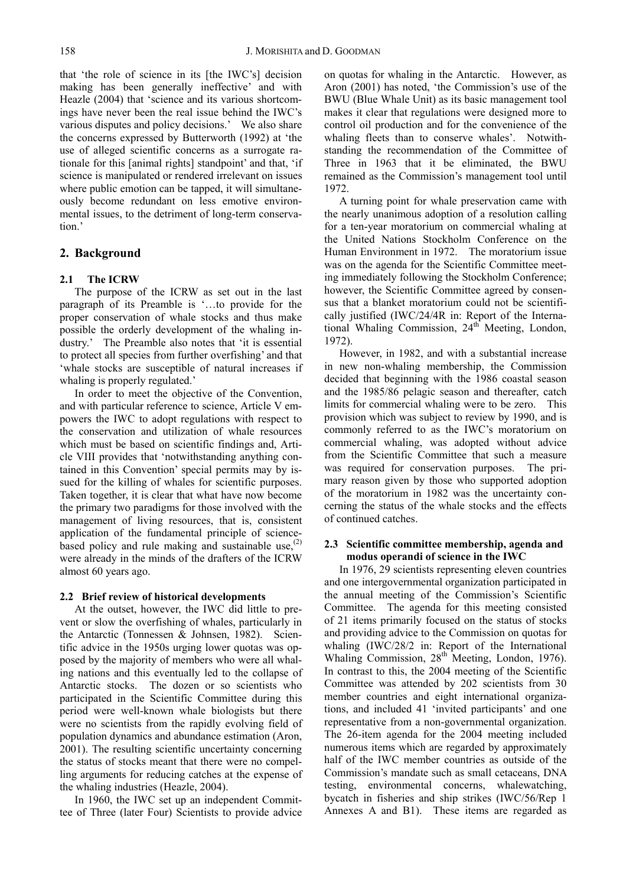that 'the role of science in its [the IWC's] decision making has been generally ineffective' and with Heazle (2004) that 'science and its various shortcomings have never been the real issue behind the IWC's various disputes and policy decisions.' We also share the concerns expressed by Butterworth (1992) at 'the use of alleged scientific concerns as a surrogate rationale for this [animal rights] standpoint' and that, 'if science is manipulated or rendered irrelevant on issues where public emotion can be tapped, it will simultaneously become redundant on less emotive environmental issues, to the detriment of long-term conservation.'

## 2. Background

### 2.1 The ICRW

The purpose of the ICRW as set out in the last paragraph of its Preamble is '…to provide for the proper conservation of whale stocks and thus make possible the orderly development of the whaling industry.' The Preamble also notes that 'it is essential to protect all species from further overfishing' and that 'whale stocks are susceptible of natural increases if whaling is properly regulated.'

In order to meet the objective of the Convention, and with particular reference to science, Article V empowers the IWC to adopt regulations with respect to the conservation and utilization of whale resources which must be based on scientific findings and, Article VIII provides that 'notwithstanding anything contained in this Convention' special permits may by issued for the killing of whales for scientific purposes. Taken together, it is clear that what have now become the primary two paradigms for those involved with the management of living resources, that is, consistent application of the fundamental principle of science-based policy and rule making and sustainable use,[2] were already in the minds of the drafters of the ICRW almost 60 years ago.

### 2.2 Brief review of historical developments

At the outset, however, the IWC did little to prevent or slow the overfishing of whales, particularly in the Antarctic (Tonnessen & Johnsen, 1982). Scientific advice in the 1950s urging lower quotas was opposed by the majority of members who were all whaling nations and this eventually led to the collapse of Antarctic stocks. The dozen or so scientists who participated in the Scientific Committee during this period were well-known whale biologists but there were no scientists from the rapidly evolving field of population dynamics and abundance estimation (Aron, 2001). The resulting scientific uncertainty concerning the status of stocks meant that there were no compelling arguments for reducing catches at the expense of the whaling industries (Heazle, 2004).

In 1960, the IWC set up an independent Committee of Three (later Four) Scientists to provide advice on quotas for whaling in the Antarctic. However, as Aron (2001) has noted, 'the Commission's use of the BWU (Blue Whale Unit) as its basic management tool makes it clear that regulations were designed more to control oil production and for the convenience of the whaling fleets than to conserve whales'. Notwithstanding the recommendation of the Committee of Three in 1963 that it be eliminated, the BWU remained as the Commission's management tool until 1972.

A turning point for whale preservation came with the nearly unanimous adoption of a resolution calling for a ten-year moratorium on commercial whaling at the United Nations Stockholm Conference on the Human Environment in 1972. The moratorium issue was on the agenda for the Scientific Committee meeting immediately following the Stockholm Conference; however, the Scientific Committee agreed by consensus that a blanket moratorium could not be scientifically justified (IWC/24/4R in: Report of the International Whaling Commission, 24th Meeting, London, 1972).

However, in 1982, and with a substantial increase in new non-whaling membership, the Commission decided that beginning with the 1986 coastal season and the 1985/86 pelagic season and thereafter, catch limits for commercial whaling were to be zero. This provision which was subject to review by 1990, and is commonly referred to as the IWC's moratorium on commercial whaling, was adopted without advice from the Scientific Committee that such a measure was required for conservation purposes. The primary reason given by those who supported adoption of the moratorium in 1982 was the uncertainty concerning the status of the whale stocks and the effects of continued catches.

### 2.3 Scientific committee membership, agenda and modus operandi of science in the IWC

In 1976, 29 scientists representing eleven countries and one intergovernmental organization participated in the annual meeting of the Commission's Scientific Committee. The agenda for this meeting consisted of 21 items primarily focused on the status of stocks and providing advice to the Commission on quotas for whaling (IWC/28/2 in: Report of the International Whaling Commission, 28th Meeting, London, 1976). In contrast to this, the 2004 meeting of the Scientific Committee was attended by 202 scientists from 30 member countries and eight international organizations, and included 41 'invited participants' and one representative from a non-governmental organization. The 26-item agenda for the 2004 meeting included numerous items which are regarded by approximately half of the IWC member countries as outside of the Commission's mandate such as small cetaceans, DNA testing, environmental concerns, whalewatching, bycatch in fisheries and ship strikes (IWC/56/Rep 1 Annexes A and B1). These items are regarded as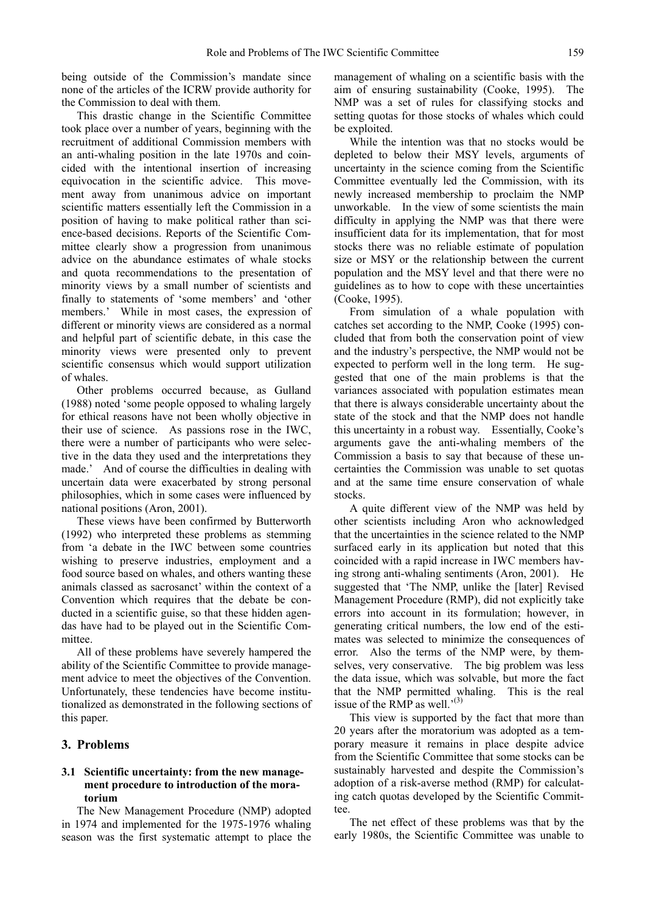being outside of the Commission's mandate since none of the articles of the ICRW provide authority for the Commission to deal with them.

This drastic change in the Scientific Committee took place over a number of years, beginning with the recruitment of additional Commission members with an anti-whaling position in the late 1970s and coincided with the intentional insertion of increasing equivocation in the scientific advice. This movement away from unanimous advice on important scientific matters essentially left the Commission in a position of having to make political rather than science-based decisions. Reports of the Scientific Committee clearly show a progression from unanimous advice on the abundance estimates of whale stocks and quota recommendations to the presentation of minority views by a small number of scientists and finally to statements of 'some members' and 'other members.' While in most cases, the expression of different or minority views are considered as a normal and helpful part of scientific debate, in this case the minority views were presented only to prevent scientific consensus which would support utilization of whales.

Other problems occurred because, as Gulland (1988) noted 'some people opposed to whaling largely for ethical reasons have not been wholly objective in their use of science. As passions rose in the IWC, there were a number of participants who were selective in the data they used and the interpretations they made.' And of course the difficulties in dealing with uncertain data were exacerbated by strong personal philosophies, which in some cases were influenced by national positions (Aron, 2001).

These views have been confirmed by Butterworth (1992) who interpreted these problems as stemming from 'a debate in the IWC between some countries wishing to preserve industries, employment and a food source based on whales, and others wanting these animals classed as sacrosanct' within the context of a Convention which requires that the debate be conducted in a scientific guise, so that these hidden agendas have had to be played out in the Scientific Committee.

All of these problems have severely hampered the ability of the Scientific Committee to provide management advice to meet the objectives of the Convention. Unfortunately, these tendencies have become institutionalized as demonstrated in the following sections of this paper.

## 3. Problems

### 3.1 Scientific uncertainty: from the new management procedure to introduction of the moratorium

The New Management Procedure (NMP) adopted in 1974 and implemented for the 1975-1976 whaling season was the first systematic attempt to place the management of whaling on a scientific basis with the aim of ensuring sustainability (Cooke, 1995). The NMP was a set of rules for classifying stocks and setting quotas for those stocks of whales which could be exploited.

While the intention was that no stocks would be depleted to below their MSY levels, arguments of uncertainty in the science coming from the Scientific Committee eventually led the Commission, with its newly increased membership to proclaim the NMP unworkable. In the view of some scientists the main difficulty in applying the NMP was that there were insufficient data for its implementation, that for most stocks there was no reliable estimate of population size or MSY or the relationship between the current population and the MSY level and that there were no guidelines as to how to cope with these uncertainties (Cooke, 1995).

From simulation of a whale population with catches set according to the NMP, Cooke (1995) concluded that from both the conservation point of view and the industry's perspective, the NMP would not be expected to perform well in the long term. He suggested that one of the main problems is that the variances associated with population estimates mean that there is always considerable uncertainty about the state of the stock and that the NMP does not handle this uncertainty in a robust way. Essentially, Cooke's arguments gave the anti-whaling members of the Commission a basis to say that because of these uncertainties the Commission was unable to set quotas and at the same time ensure conservation of whale stocks.

A quite different view of the NMP was held by other scientists including Aron who acknowledged that the uncertainties in the science related to the NMP surfaced early in its application but noted that this coincided with a rapid increase in IWC members having strong anti-whaling sentiments (Aron, 2001). He suggested that 'The NMP, unlike the [later] Revised Management Procedure (RMP), did not explicitly take errors into account in its formulation; however, in generating critical numbers, the low end of the estimates was selected to minimize the consequences of error. Also the terms of the NMP were, by themselves, very conservative. The big problem was less the data issue, which was solvable, but more the fact that the NMP permitted whaling. This is the real issue of the RMP as well.'[(3)]

This view is supported by the fact that more than 20 years after the moratorium was adopted as a temporary measure it remains in place despite advice from the Scientific Committee that some stocks can be sustainably harvested and despite the Commission's adoption of a risk-averse method (RMP) for calculating catch quotas developed by the Scientific Committee.

The net effect of these problems was that by the early 1980s, the Scientific Committee was unable to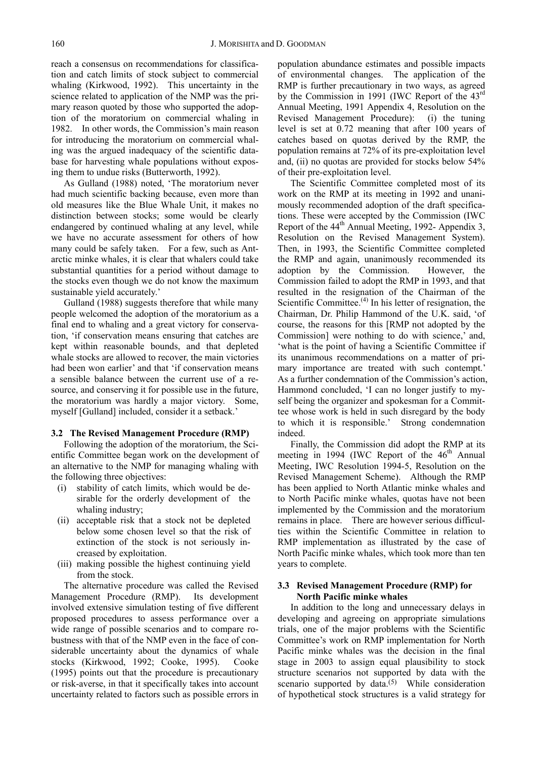reach a consensus on recommendations for classification and catch limits of stock subject to commercial whaling (Kirkwood, 1992). This uncertainty in the science related to application of the NMP was the primary reason quoted by those who supported the adoption of the moratorium on commercial whaling in 1982. In other words, the Commission's main reason for introducing the moratorium on commercial whaling was the argued inadequacy of the scientific database for harvesting whale populations without exposing them to undue risks (Butterworth, 1992).

As Gulland (1988) noted, 'The moratorium never had much scientific backing because, even more than old measures like the Blue Whale Unit, it makes no distinction between stocks; some would be clearly endangered by continued whaling at any level, while we have no accurate assessment for others of how many could be safely taken. For a few, such as Antarctic minke whales, it is clear that whalers could take substantial quantities for a period without damage to the stocks even though we do not know the maximum sustainable yield accurately.'

Gulland (1988) suggests therefore that while many people welcomed the adoption of the moratorium as a final end to whaling and a great victory for conservation, 'if conservation means ensuring that catches are kept within reasonable bounds, and that depleted whale stocks are allowed to recover, the main victories had been won earlier' and that 'if conservation means a sensible balance between the current use of a resource, and conserving it for possible use in the future, the moratorium was hardly a major victory. Some, myself [Gulland] included, consider it a setback.'

### 3.2 The Revised Management Procedure (RMP)

Following the adoption of the moratorium, the Scientific Committee began work on the development of an alternative to the NMP for managing whaling with the following three objectives:

(i) stability of catch limits, which would be desirable for the orderly development of the whaling industry;
(ii) acceptable risk that a stock not be depleted below some chosen level so that the risk of extinction of the stock is not seriously increased by exploitation.
(iii) making possible the highest continuing yield from the stock.

The alternative procedure was called the Revised Management Procedure (RMP). Its development involved extensive simulation testing of five different proposed procedures to assess performance over a wide range of possible scenarios and to compare robustness with that of the NMP even in the face of considerable uncertainty about the dynamics of whale stocks (Kirkwood, 1992; Cooke, 1995). Cooke (1995) points out that the procedure is precautionary or risk-averse, in that it specifically takes into account uncertainty related to factors such as possible errors in population abundance estimates and possible impacts of environmental changes. The application of the RMP is further precautionary in two ways, as agreed by the Commission in 1991 (IWC Report of the 43rd Annual Meeting, 1991 Appendix 4, Resolution on the Revised Management Procedure): (i) the tuning level is set at 0.72 meaning that after 100 years of catches based on quotas derived by the RMP, the population remains at 72% of its pre-exploitation level and, (ii) no quotas are provided for stocks below 54% of their pre-exploitation level.

The Scientific Committee completed most of its work on the RMP at its meeting in 1992 and unanimously recommended adoption of the draft specifications. These were accepted by the Commission (IWC Report of the 44th Annual Meeting, 1992- Appendix 3, Resolution on the Revised Management System). Then, in 1993, the Scientific Committee completed the RMP and again, unanimously recommended its adoption by the Commission. However, the Commission failed to adopt the RMP in 1993, and that resulted in the resignation of the Chairman of the Scientific Committee.[4] In his letter of resignation, the Chairman, Dr. Philip Hammond of the U.K. said, 'of course, the reasons for this [RMP not adopted by the Commission] were nothing to do with science,' and, 'what is the point of having a Scientific Committee if its unanimous recommendations on a matter of primary importance are treated with such contempt.' As a further condemnation of the Commission's action, Hammond concluded, 'I can no longer justify to myself being the organizer and spokesman for a Committee whose work is held in such disregard by the body to which it is responsible.' Strong condemnation indeed.

Finally, the Commission did adopt the RMP at its meeting in 1994 (IWC Report of the 46th Annual Meeting, IWC Resolution 1994-5, Resolution on the Revised Management Scheme). Although the RMP has been applied to North Atlantic minke whales and to North Pacific minke whales, quotas have not been implemented by the Commission and the moratorium remains in place. There are however serious difficulties within the Scientific Committee in relation to RMP implementation as illustrated by the case of North Pacific minke whales, which took more than ten years to complete.

### 3.3 Revised Management Procedure (RMP) for North Pacific minke whales

In addition to the long and unnecessary delays in developing and agreeing on appropriate simulations trials, one of the major problems with the Scientific Committee's work on RMP implementation for North Pacific minke whales was the decision in the final stage in 2003 to assign equal plausibility to stock structure scenarios not supported by data with the scenario supported by data.[5] While consideration of hypothetical stock structures is a valid strategy for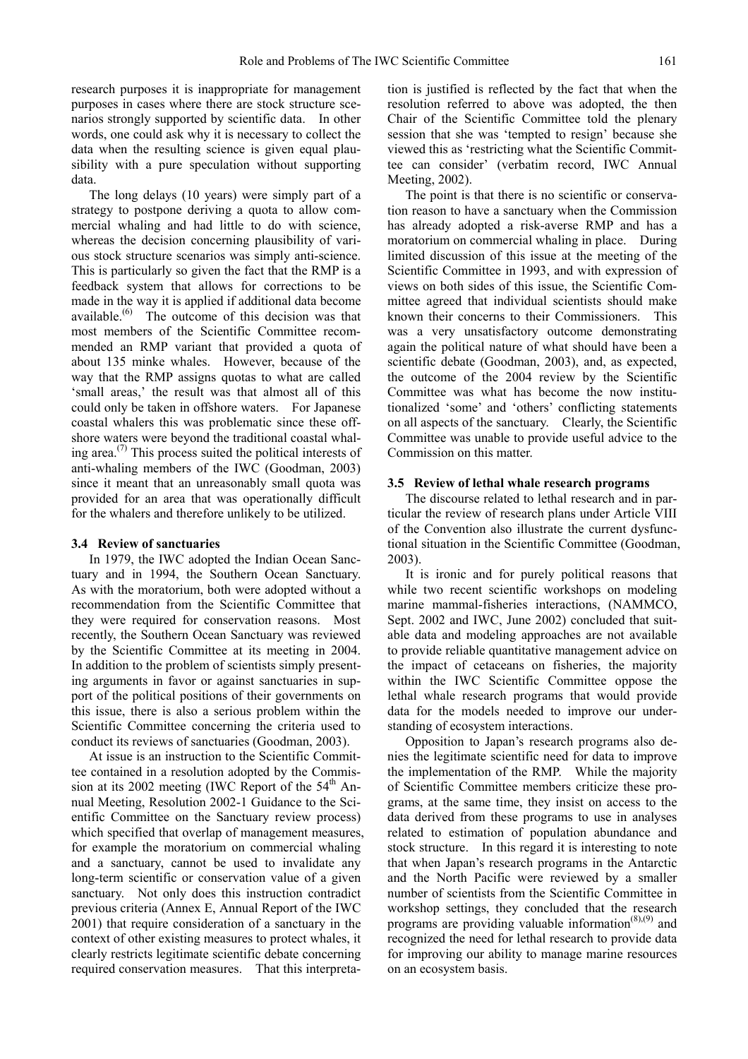research purposes it is inappropriate for management purposes in cases where there are stock structure scenarios strongly supported by scientific data. In other words, one could ask why it is necessary to collect the data when the resulting science is given equal plausibility with a pure speculation without supporting data.

The long delays (10 years) were simply part of a strategy to postpone deriving a quota to allow commercial whaling and had little to do with science, whereas the decision concerning plausibility of various stock structure scenarios was simply anti-science. This is particularly so given the fact that the RMP is a feedback system that allows for corrections to be made in the way it is applied if additional data become available.[6] The outcome of this decision was that most members of the Scientific Committee recommended an RMP variant that provided a quota of about 135 minke whales. However, because of the way that the RMP assigns quotas to what are called 'small areas,' the result was that almost all of this could only be taken in offshore waters. For Japanese coastal whalers this was problematic since these offshore waters were beyond the traditional coastal whaling area.[7] This process suited the political interests of anti-whaling members of the IWC (Goodman, 2003) since it meant that an unreasonably small quota was provided for an area that was operationally difficult for the whalers and therefore unlikely to be utilized.

### 3.4 Review of sanctuaries

In 1979, the IWC adopted the Indian Ocean Sanctuary and in 1994, the Southern Ocean Sanctuary. As with the moratorium, both were adopted without a recommendation from the Scientific Committee that they were required for conservation reasons. Most recently, the Southern Ocean Sanctuary was reviewed by the Scientific Committee at its meeting in 2004. In addition to the problem of scientists simply presenting arguments in favor or against sanctuaries in support of the political positions of their governments on this issue, there is also a serious problem within the Scientific Committee concerning the criteria used to conduct its reviews of sanctuaries (Goodman, 2003).

At issue is an instruction to the Scientific Committee contained in a resolution adopted by the Commission at its 2002 meeting (IWC Report of the 54th Annual Meeting, Resolution 2002-1 Guidance to the Scientific Committee on the Sanctuary review process) which specified that overlap of management measures, for example the moratorium on commercial whaling and a sanctuary, cannot be used to invalidate any long-term scientific or conservation value of a given sanctuary. Not only does this instruction contradict previous criteria (Annex E, Annual Report of the IWC 2001) that require consideration of a sanctuary in the context of other existing measures to protect whales, it clearly restricts legitimate scientific debate concerning required conservation measures. That this interpretation is justified is reflected by the fact that when the resolution referred to above was adopted, the then Chair of the Scientific Committee told the plenary session that she was 'tempted to resign' because she viewed this as 'restricting what the Scientific Committee can consider' (verbatim record, IWC Annual Meeting, 2002).

The point is that there is no scientific or conservation reason to have a sanctuary when the Commission has already adopted a risk-averse RMP and has a moratorium on commercial whaling in place. During limited discussion of this issue at the meeting of the Scientific Committee in 1993, and with expression of views on both sides of this issue, the Scientific Committee agreed that individual scientists should make known their concerns to their Commissioners. This was a very unsatisfactory outcome demonstrating again the political nature of what should have been a scientific debate (Goodman, 2003), and, as expected, the outcome of the 2004 review by the Scientific Committee was what has become the now institutionalized 'some' and 'others' conflicting statements on all aspects of the sanctuary. Clearly, the Scientific Committee was unable to provide useful advice to the Commission on this matter.

### 3.5 Review of lethal whale research programs

The discourse related to lethal research and in particular the review of research plans under Article VIII of the Convention also illustrate the current dysfunctional situation in the Scientific Committee (Goodman, 2003).

It is ironic and for purely political reasons that while two recent scientific workshops on modeling marine mammal-fisheries interactions, (NAMMCO, Sept. 2002 and IWC, June 2002) concluded that suitable data and modeling approaches are not available to provide reliable quantitative management advice on the impact of cetaceans on fisheries, the majority within the IWC Scientific Committee oppose the lethal whale research programs that would provide data for the models needed to improve our understanding of ecosystem interactions.

Opposition to Japan's research programs also denies the legitimate scientific need for data to improve the implementation of the RMP. While the majority of Scientific Committee members criticize these programs, at the same time, they insist on access to the data derived from these programs to use in analyses related to estimation of population abundance and stock structure. In this regard it is interesting to note that when Japan's research programs in the Antarctic and the North Pacific were reviewed by a smaller number of scientists from the Scientific Committee in workshop settings, they concluded that the research programs are providing valuable information[8],[9] and recognized the need for lethal research to provide data for improving our ability to manage marine resources on an ecosystem basis.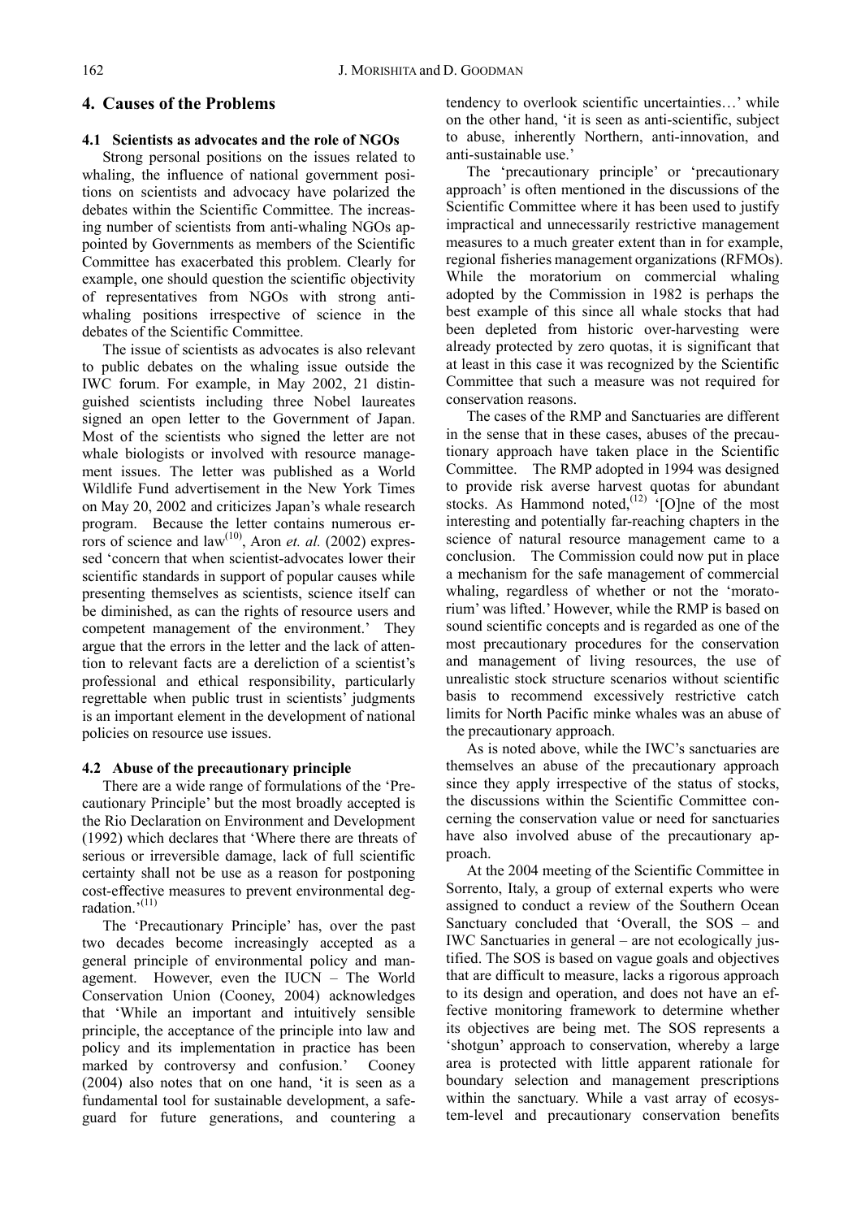## 4. Causes of the Problems

### 4.1 Scientists as advocates and the role of NGOs

Strong personal positions on the issues related to whaling, the influence of national government positions on scientists and advocacy have polarized the debates within the Scientific Committee. The increasing number of scientists from anti-whaling NGOs appointed by Governments as members of the Scientific Committee has exacerbated this problem. Clearly for example, one should question the scientific objectivity of representatives from NGOs with strong anti-whaling positions irrespective of science in the debates of the Scientific Committee.

The issue of scientists as advocates is also relevant to public debates on the whaling issue outside the IWC forum. For example, in May 2002, 21 distinguished scientists including three Nobel laureates signed an open letter to the Government of Japan. Most of the scientists who signed the letter are not whale biologists or involved with resource management issues. The letter was published as a World Wildlife Fund advertisement in the New York Times on May 20, 2002 and criticizes Japan's whale research program. Because the letter contains numerous errors of science and law[10], Aron *et. al.* (2002) expressed 'concern that when scientist-advocates lower their scientific standards in support of popular causes while presenting themselves as scientists, science itself can be diminished, as can the rights of resource users and competent management of the environment.' They argue that the errors in the letter and the lack of attention to relevant facts are a dereliction of a scientist's professional and ethical responsibility, particularly regrettable when public trust in scientists' judgments is an important element in the development of national policies on resource use issues.

### 4.2 Abuse of the precautionary principle

There are a wide range of formulations of the 'Precautionary Principle' but the most broadly accepted is the Rio Declaration on Environment and Development (1992) which declares that 'Where there are threats of serious or irreversible damage, lack of full scientific certainty shall not be use as a reason for postponing cost-effective measures to prevent environmental degradation.'[11]

The 'Precautionary Principle' has, over the past two decades become increasingly accepted as a general principle of environmental policy and management. However, even the IUCN – The World Conservation Union (Cooney, 2004) acknowledges that 'While an important and intuitively sensible principle, the acceptance of the principle into law and policy and its implementation in practice has been marked by controversy and confusion.' Cooney (2004) also notes that on one hand, 'it is seen as a fundamental tool for sustainable development, a safeguard for future generations, and countering a tendency to overlook scientific uncertainties…' while on the other hand, 'it is seen as anti-scientific, subject to abuse, inherently Northern, anti-innovation, and anti-sustainable use.'

The 'precautionary principle' or 'precautionary approach' is often mentioned in the discussions of the Scientific Committee where it has been used to justify impractical and unnecessarily restrictive management measures to a much greater extent than in for example, regional fisheries management organizations (RFMOs). While the moratorium on commercial whaling adopted by the Commission in 1982 is perhaps the best example of this since all whale stocks that had been depleted from historic over-harvesting were already protected by zero quotas, it is significant that at least in this case it was recognized by the Scientific Committee that such a measure was not required for conservation reasons.

The cases of the RMP and Sanctuaries are different in the sense that in these cases, abuses of the precautionary approach have taken place in the Scientific Committee. The RMP adopted in 1994 was designed to provide risk averse harvest quotas for abundant stocks. As Hammond noted,[12] '[O]ne of the most interesting and potentially far-reaching chapters in the science of natural resource management came to a conclusion. The Commission could now put in place a mechanism for the safe management of commercial whaling, regardless of whether or not the 'moratorium' was lifted.' However, while the RMP is based on sound scientific concepts and is regarded as one of the most precautionary procedures for the conservation and management of living resources, the use of unrealistic stock structure scenarios without scientific basis to recommend excessively restrictive catch limits for North Pacific minke whales was an abuse of the precautionary approach.

As is noted above, while the IWC's sanctuaries are themselves an abuse of the precautionary approach since they apply irrespective of the status of stocks, the discussions within the Scientific Committee concerning the conservation value or need for sanctuaries have also involved abuse of the precautionary approach.

At the 2004 meeting of the Scientific Committee in Sorrento, Italy, a group of external experts who were assigned to conduct a review of the Southern Ocean Sanctuary concluded that 'Overall, the SOS – and IWC Sanctuaries in general – are not ecologically justified. The SOS is based on vague goals and objectives that are difficult to measure, lacks a rigorous approach to its design and operation, and does not have an effective monitoring framework to determine whether its objectives are being met. The SOS represents a 'shotgun' approach to conservation, whereby a large area is protected with little apparent rationale for boundary selection and management prescriptions within the sanctuary. While a vast array of ecosystem-level and precautionary conservation benefits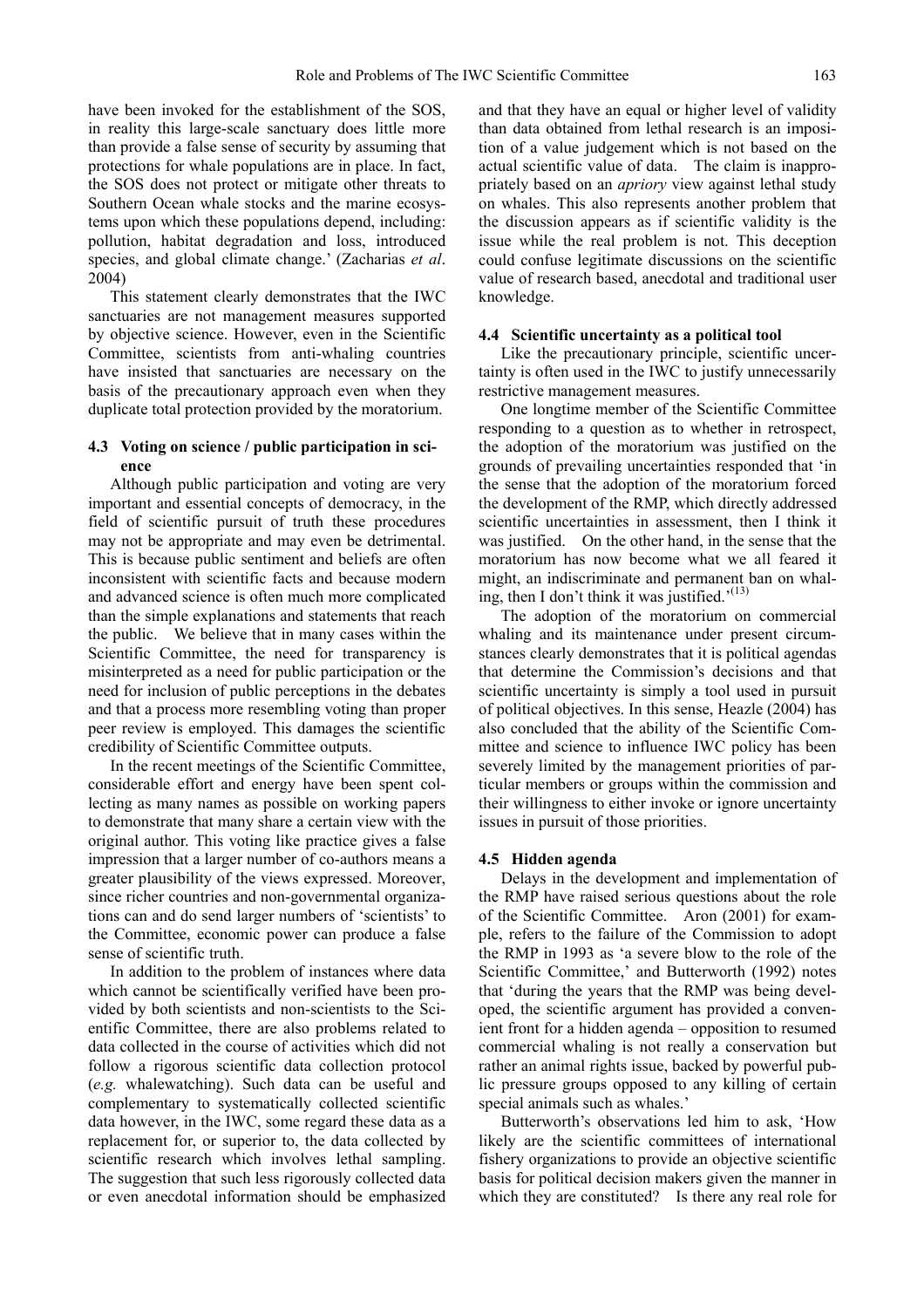have been invoked for the establishment of the SOS, in reality this large-scale sanctuary does little more than provide a false sense of security by assuming that protections for whale populations are in place. In fact, the SOS does not protect or mitigate other threats to Southern Ocean whale stocks and the marine ecosystems upon which these populations depend, including: pollution, habitat degradation and loss, introduced species, and global climate change.' (Zacharias *et al*. 2004)

This statement clearly demonstrates that the IWC sanctuaries are not management measures supported by objective science. However, even in the Scientific Committee, scientists from anti-whaling countries have insisted that sanctuaries are necessary on the basis of the precautionary approach even when they duplicate total protection provided by the moratorium.

### 4.3 Voting on science / public participation in science

Although public participation and voting are very important and essential concepts of democracy, in the field of scientific pursuit of truth these procedures may not be appropriate and may even be detrimental. This is because public sentiment and beliefs are often inconsistent with scientific facts and because modern and advanced science is often much more complicated than the simple explanations and statements that reach the public. We believe that in many cases within the Scientific Committee, the need for transparency is misinterpreted as a need for public participation or the need for inclusion of public perceptions in the debates and that a process more resembling voting than proper peer review is employed. This damages the scientific credibility of Scientific Committee outputs.

In the recent meetings of the Scientific Committee, considerable effort and energy have been spent collecting as many names as possible on working papers to demonstrate that many share a certain view with the original author. This voting like practice gives a false impression that a larger number of co-authors means a greater plausibility of the views expressed. Moreover, since richer countries and non-governmental organizations can and do send larger numbers of 'scientists' to the Committee, economic power can produce a false sense of scientific truth.

In addition to the problem of instances where data which cannot be scientifically verified have been provided by both scientists and non-scientists to the Scientific Committee, there are also problems related to data collected in the course of activities which did not follow a rigorous scientific data collection protocol (*e.g.* whalewatching). Such data can be useful and complementary to systematically collected scientific data however, in the IWC, some regard these data as a replacement for, or superior to, the data collected by scientific research which involves lethal sampling. The suggestion that such less rigorously collected data or even anecdotal information should be emphasized and that they have an equal or higher level of validity than data obtained from lethal research is an imposition of a value judgement which is not based on the actual scientific value of data. The claim is inappropriately based on an *apriory* view against lethal study on whales. This also represents another problem that the discussion appears as if scientific validity is the issue while the real problem is not. This deception could confuse legitimate discussions on the scientific value of research based, anecdotal and traditional user knowledge.

### 4.4 Scientific uncertainty as a political tool

Like the precautionary principle, scientific uncertainty is often used in the IWC to justify unnecessarily restrictive management measures.

One longtime member of the Scientific Committee responding to a question as to whether in retrospect, the adoption of the moratorium was justified on the grounds of prevailing uncertainties responded that 'in the sense that the adoption of the moratorium forced the development of the RMP, which directly addressed scientific uncertainties in assessment, then I think it was justified. On the other hand, in the sense that the moratorium has now become what we all feared it might, an indiscriminate and permanent ban on whaling, then I don't think it was justified.'[13]

The adoption of the moratorium on commercial whaling and its maintenance under present circumstances clearly demonstrates that it is political agendas that determine the Commission's decisions and that scientific uncertainty is simply a tool used in pursuit of political objectives. In this sense, Heazle (2004) has also concluded that the ability of the Scientific Committee and science to influence IWC policy has been severely limited by the management priorities of particular members or groups within the commission and their willingness to either invoke or ignore uncertainty issues in pursuit of those priorities.

### 4.5 Hidden agenda

Delays in the development and implementation of the RMP have raised serious questions about the role of the Scientific Committee. Aron (2001) for example, refers to the failure of the Commission to adopt the RMP in 1993 as 'a severe blow to the role of the Scientific Committee,' and Butterworth (1992) notes that 'during the years that the RMP was being developed, the scientific argument has provided a convenient front for a hidden agenda – opposition to resumed commercial whaling is not really a conservation but rather an animal rights issue, backed by powerful public pressure groups opposed to any killing of certain special animals such as whales.'

Butterworth's observations led him to ask, 'How likely are the scientific committees of international fishery organizations to provide an objective scientific basis for political decision makers given the manner in which they are constituted? Is there any real role for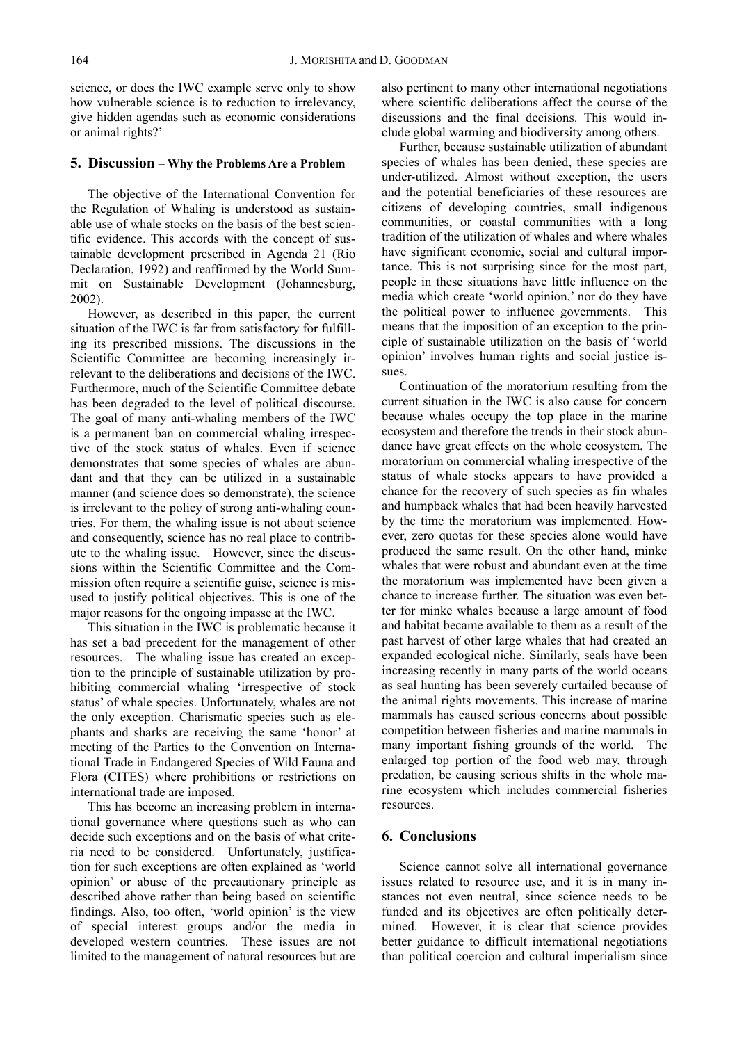science, or does the IWC example serve only to show how vulnerable science is to reduction to irrelevancy, give hidden agendas such as economic considerations or animal rights?'

## 5. Discussion – Why the Problems Are a Problem

The objective of the International Convention for the Regulation of Whaling is understood as sustainable use of whale stocks on the basis of the best scientific evidence. This accords with the concept of sustainable development prescribed in Agenda 21 (Rio Declaration, 1992) and reaffirmed by the World Summit on Sustainable Development (Johannesburg, 2002).

However, as described in this paper, the current situation of the IWC is far from satisfactory for fulfilling its prescribed missions. The discussions in the Scientific Committee are becoming increasingly irrelevant to the deliberations and decisions of the IWC. Furthermore, much of the Scientific Committee debate has been degraded to the level of political discourse. The goal of many anti-whaling members of the IWC is a permanent ban on commercial whaling irrespective of the stock status of whales. Even if science demonstrates that some species of whales are abundant and that they can be utilized in a sustainable manner (and science does so demonstrate), the science is irrelevant to the policy of strong anti-whaling countries. For them, the whaling issue is not about science and consequently, science has no real place to contribute to the whaling issue. However, since the discussions within the Scientific Committee and the Commission often require a scientific guise, science is misused to justify political objectives. This is one of the major reasons for the ongoing impasse at the IWC.

This situation in the IWC is problematic because it has set a bad precedent for the management of other resources. The whaling issue has created an exception to the principle of sustainable utilization by prohibiting commercial whaling 'irrespective of stock status' of whale species. Unfortunately, whales are not the only exception. Charismatic species such as elephants and sharks are receiving the same 'honor' at meeting of the Parties to the Convention on International Trade in Endangered Species of Wild Fauna and Flora (CITES) where prohibitions or restrictions on international trade are imposed.

This has become an increasing problem in international governance where questions such as who can decide such exceptions and on the basis of what criteria need to be considered. Unfortunately, justification for such exceptions are often explained as 'world opinion' or abuse of the precautionary principle as described above rather than being based on scientific findings. Also, too often, 'world opinion' is the view of special interest groups and/or the media in developed western countries. These issues are not limited to the management of natural resources but are also pertinent to many other international negotiations where scientific deliberations affect the course of the discussions and the final decisions. This would include global warming and biodiversity among others.

Further, because sustainable utilization of abundant species of whales has been denied, these species are under-utilized. Almost without exception, the users and the potential beneficiaries of these resources are citizens of developing countries, small indigenous communities, or coastal communities with a long tradition of the utilization of whales and where whales have significant economic, social and cultural importance. This is not surprising since for the most part, people in these situations have little influence on the media which create 'world opinion,' nor do they have the political power to influence governments. This means that the imposition of an exception to the principle of sustainable utilization on the basis of 'world opinion' involves human rights and social justice issues.

Continuation of the moratorium resulting from the current situation in the IWC is also cause for concern because whales occupy the top place in the marine ecosystem and therefore the trends in their stock abundance have great effects on the whole ecosystem. The moratorium on commercial whaling irrespective of the status of whale stocks appears to have provided a chance for the recovery of such species as fin whales and humpback whales that had been heavily harvested by the time the moratorium was implemented. However, zero quotas for these species alone would have produced the same result. On the other hand, minke whales that were robust and abundant even at the time the moratorium was implemented have been given a chance to increase further. The situation was even better for minke whales because a large amount of food and habitat became available to them as a result of the past harvest of other large whales that had created an expanded ecological niche. Similarly, seals have been increasing recently in many parts of the world oceans as seal hunting has been severely curtailed because of the animal rights movements. This increase of marine mammals has caused serious concerns about possible competition between fisheries and marine mammals in many important fishing grounds of the world. The enlarged top portion of the food web may, through predation, be causing serious shifts in the whole marine ecosystem which includes commercial fisheries resources.

## 6. Conclusions

Science cannot solve all international governance issues related to resource use, and it is in many instances not even neutral, since science needs to be funded and its objectives are often politically determined. However, it is clear that science provides better guidance to difficult international negotiations than political coercion and cultural imperialism since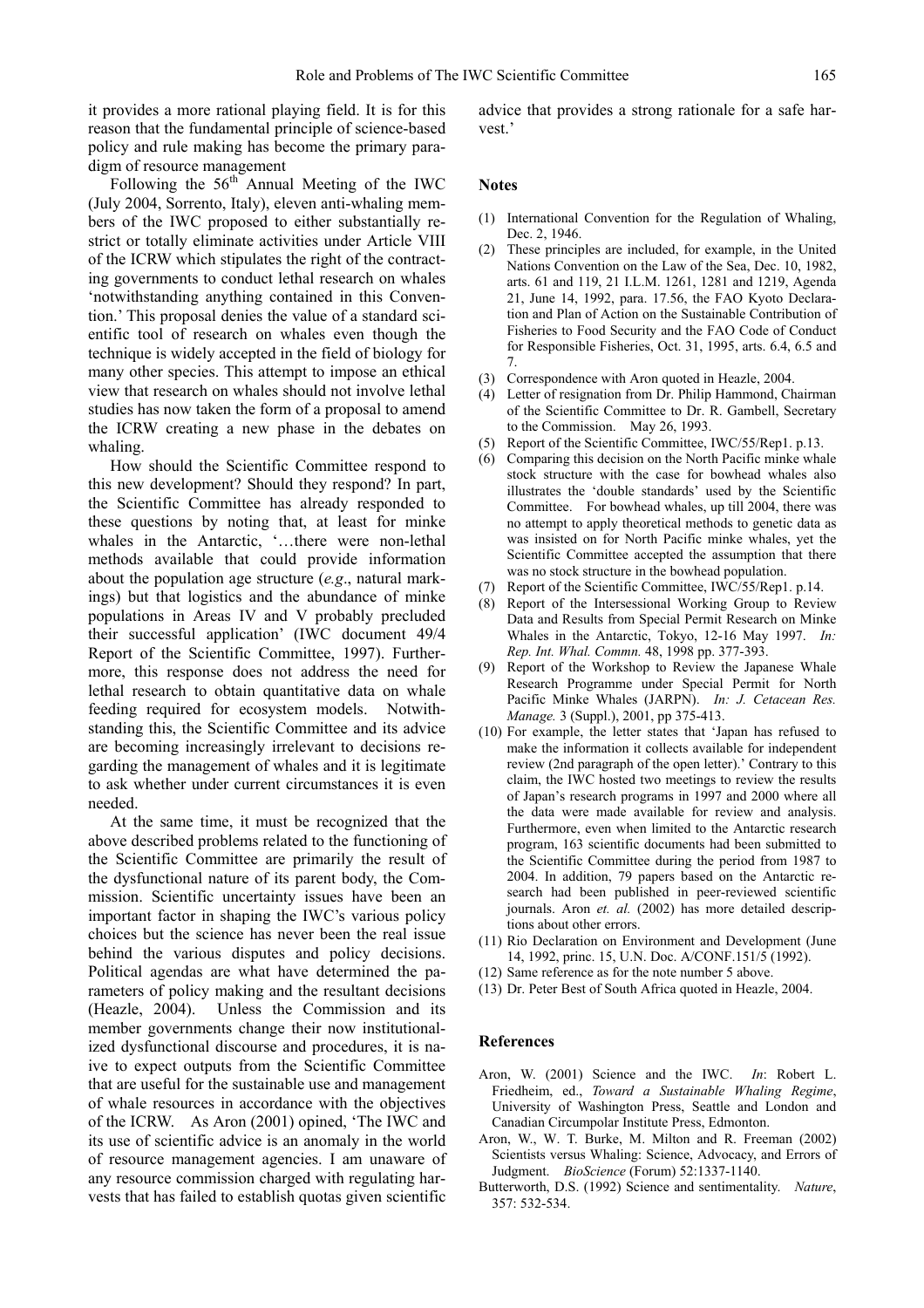it provides a more rational playing field. It is for this reason that the fundamental principle of science-based policy and rule making has become the primary paradigm of resource management

Following the 56th Annual Meeting of the IWC (July 2004, Sorrento, Italy), eleven anti-whaling members of the IWC proposed to either substantially restrict or totally eliminate activities under Article VIII of the ICRW which stipulates the right of the contracting governments to conduct lethal research on whales 'notwithstanding anything contained in this Convention.' This proposal denies the value of a standard scientific tool of research on whales even though the technique is widely accepted in the field of biology for many other species. This attempt to impose an ethical view that research on whales should not involve lethal studies has now taken the form of a proposal to amend the ICRW creating a new phase in the debates on whaling.

How should the Scientific Committee respond to this new development? Should they respond? In part, the Scientific Committee has already responded to these questions by noting that, at least for minke whales in the Antarctic, '…there were non-lethal methods available that could provide information about the population age structure (*e.g*., natural markings) but that logistics and the abundance of minke populations in Areas IV and V probably precluded their successful application' (IWC document 49/4 Report of the Scientific Committee, 1997). Furthermore, this response does not address the need for lethal research to obtain quantitative data on whale feeding required for ecosystem models. Notwithstanding this, the Scientific Committee and its advice are becoming increasingly irrelevant to decisions regarding the management of whales and it is legitimate to ask whether under current circumstances it is even needed.

At the same time, it must be recognized that the above described problems related to the functioning of the Scientific Committee are primarily the result of the dysfunctional nature of its parent body, the Commission. Scientific uncertainty issues have been an important factor in shaping the IWC's various policy choices but the science has never been the real issue behind the various disputes and policy decisions. Political agendas are what have determined the parameters of policy making and the resultant decisions (Heazle, 2004). Unless the Commission and its member governments change their now institutionalized dysfunctional discourse and procedures, it is naive to expect outputs from the Scientific Committee that are useful for the sustainable use and management of whale resources in accordance with the objectives of the ICRW. As Aron (2001) opined, 'The IWC and its use of scientific advice is an anomaly in the world of resource management agencies. I am unaware of any resource commission charged with regulating harvests that has failed to establish quotas given scientific advice that provides a strong rationale for a safe harvest.'

## Notes

(1) International Convention for the Regulation of Whaling, Dec. 2, 1946.
(2) These principles are included, for example, in the United Nations Convention on the Law of the Sea, Dec. 10, 1982, arts. 61 and 119, 21 I.L.M. 1261, 1281 and 1219, Agenda 21, June 14, 1992, para. 17.56, the FAO Kyoto Declaration and Plan of Action on the Sustainable Contribution of Fisheries to Food Security and the FAO Code of Conduct for Responsible Fisheries, Oct. 31, 1995, arts. 6.4, 6.5 and 7.
(3) Correspondence with Aron quoted in Heazle, 2004.
(4) Letter of resignation from Dr. Philip Hammond, Chairman of the Scientific Committee to Dr. R. Gambell, Secretary to the Commission. May 26, 1993.
(5) Report of the Scientific Committee, IWC/55/Rep1. p.13.
(6) Comparing this decision on the North Pacific minke whale stock structure with the case for bowhead whales also illustrates the 'double standards' used by the Scientific Committee. For bowhead whales, up till 2004, there was no attempt to apply theoretical methods to genetic data as was insisted on for North Pacific minke whales, yet the Scientific Committee accepted the assumption that there was no stock structure in the bowhead population.
(7) Report of the Scientific Committee, IWC/55/Rep1. p.14.
(8) Report of the Intersessional Working Group to Review Data and Results from Special Permit Research on Minke Whales in the Antarctic, Tokyo, 12-16 May 1997. *In: Rep. Int. Whal. Commn.* 48, 1998 pp. 377-393.
(9) Report of the Workshop to Review the Japanese Whale Research Programme under Special Permit for North Pacific Minke Whales (JARPN). *In: J. Cetacean Res. Manage.* 3 (Suppl.), 2001, pp 375-413.
(10) For example, the letter states that 'Japan has refused to make the information it collects available for independent review (2nd paragraph of the open letter).' Contrary to this claim, the IWC hosted two meetings to review the results of Japan's research programs in 1997 and 2000 where all the data were made available for review and analysis. Furthermore, even when limited to the Antarctic research program, 163 scientific documents had been submitted to the Scientific Committee during the period from 1987 to 2004. In addition, 79 papers based on the Antarctic research had been published in peer-reviewed scientific journals. Aron *et. al.* (2002) has more detailed descriptions about other errors.
(11) Rio Declaration on Environment and Development (June 14, 1992, princ. 15, U.N. Doc. A/CONF.151/5 (1992).
(12) Same reference as for the note number 5 above.
(13) Dr. Peter Best of South Africa quoted in Heazle, 2004.

## References

Aron, W. (2001) Science and the IWC. *In*: Robert L. Friedheim, ed., *Toward a Sustainable Whaling Regime*, University of Washington Press, Seattle and London and Canadian Circumpolar Institute Press, Edmonton.

Aron, W., W. T. Burke, M. Milton and R. Freeman (2002) Scientists versus Whaling: Science, Advocacy, and Errors of Judgment. *BioScience* (Forum) 52:1337-1140.

Butterworth, D.S. (1992) Science and sentimentality. *Nature*, 357: 532-534.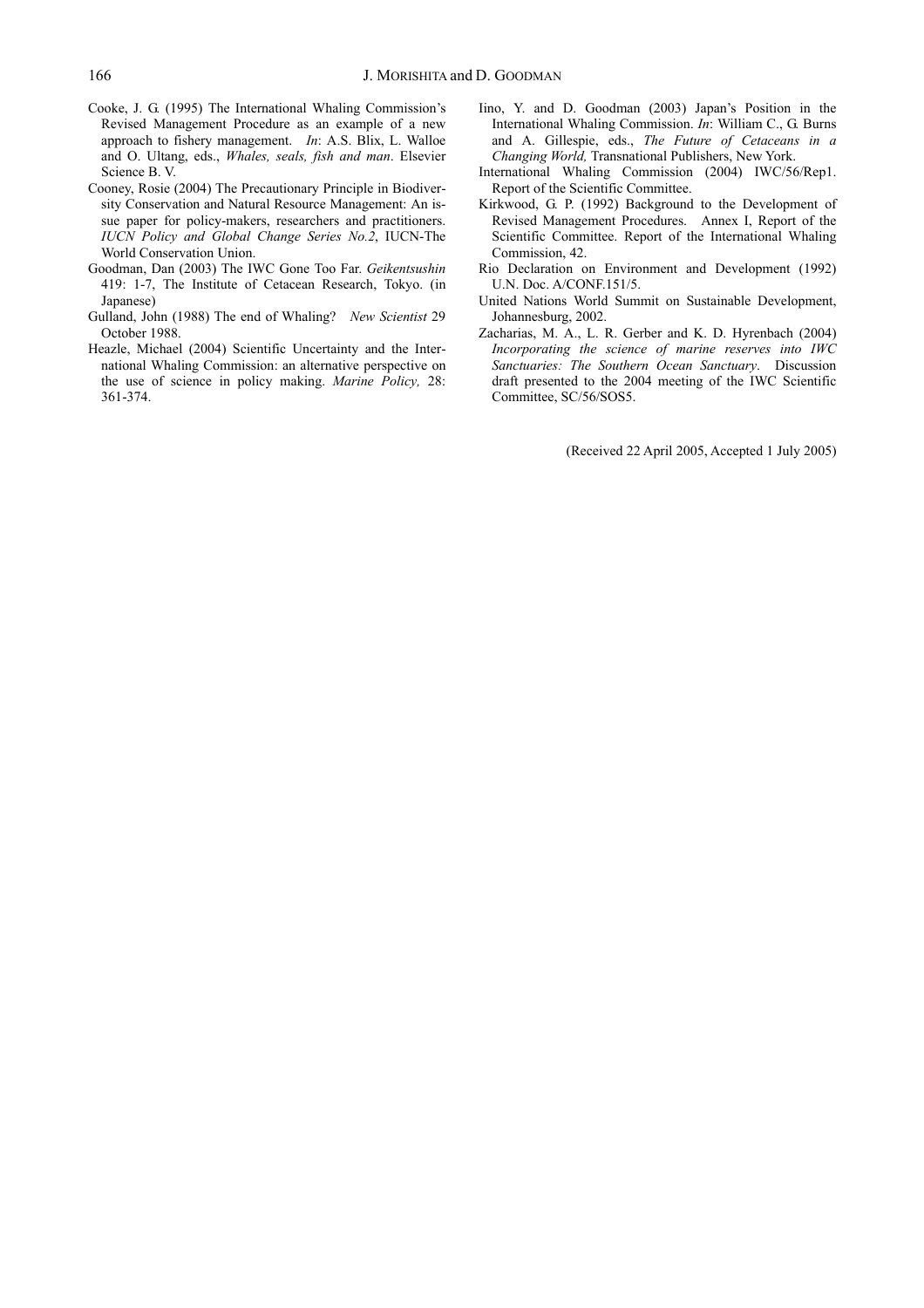Cooke, J. G. (1995) The International Whaling Commission's Revised Management Procedure as an example of a new approach to fishery management. *In*: A.S. Blix, L. Walloe and O. Ultang, eds., *Whales, seals, fish and man*. Elsevier Science B. V.

Cooney, Rosie (2004) The Precautionary Principle in Biodiversity Conservation and Natural Resource Management: An issue paper for policy-makers, researchers and practitioners. *IUCN Policy and Global Change Series No.2*, IUCN-The World Conservation Union.

Goodman, Dan (2003) The IWC Gone Too Far. *Geikentsushin* 419: 1-7, The Institute of Cetacean Research, Tokyo. (in Japanese)

Gulland, John (1988) The end of Whaling? *New Scientist* 29 October 1988.

Heazle, Michael (2004) Scientific Uncertainty and the International Whaling Commission: an alternative perspective on the use of science in policy making. *Marine Policy,* 28: 361-374.

Iino, Y. and D. Goodman (2003) Japan's Position in the International Whaling Commission. *In*: William C., G. Burns and A. Gillespie, eds., *The Future of Cetaceans in a Changing World,* Transnational Publishers, New York.

International Whaling Commission (2004) IWC/56/Rep1. Report of the Scientific Committee.

Kirkwood, G. P. (1992) Background to the Development of Revised Management Procedures. Annex I, Report of the Scientific Committee. Report of the International Whaling Commission, 42.

Rio Declaration on Environment and Development (1992) U.N. Doc. A/CONF.151/5.

United Nations World Summit on Sustainable Development, Johannesburg, 2002.

Zacharias, M. A., L. R. Gerber and K. D. Hyrenbach (2004) *Incorporating the science of marine reserves into IWC Sanctuaries: The Southern Ocean Sanctuary*. Discussion draft presented to the 2004 meeting of the IWC Scientific Committee, SC/56/SOS5.

(Received 22 April 2005, Accepted 1 July 2005)